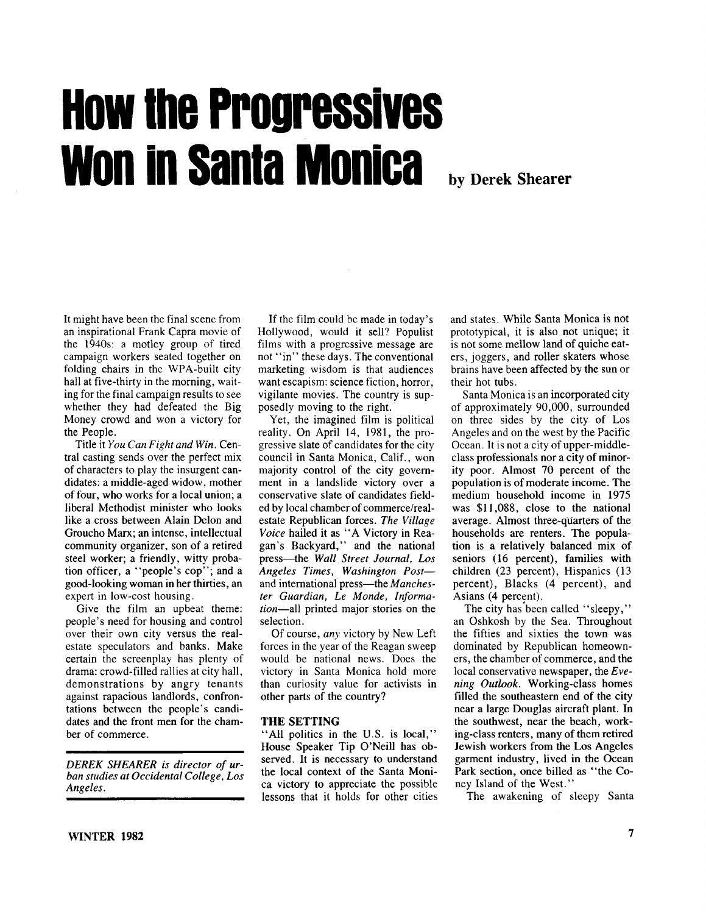# How the Progressives Won in Santa Monica

**by Derek Shearer**

It might have been the final scene from an inspirational Frank Capra movie of the 1940s: a motley group of tired campaign workers seated together on folding chairs in the WPA-built city hall at five-thirty in the morning, waiting for the final campaign results to see whether they had defeated the Big Money crowd and won a victory for the People.

Title it *You Can Fight and Win*. Central casting sends over the perfect mix of characters to play the insurgent candidates: a middle-aged widow, mother of four, who works for a local union; a liberal Methodist minister who looks like a cross between Alain Delon and Groucho Marx; an intense, intellectual community organizer, son of a retired steel worker; a friendly, witty probation officer, a "people's cop"; and a good-looking woman in her thirties, an expert in low-cost housing.

Give the film an upbeat theme: people's need for housing and control over their own city versus the real-estate speculators and banks. Make certain the screenplay has plenty of drama: crowd-filled rallies at city hall, demonstrations by angry tenants against rapacious landlords, confrontations between the people's candidates and the front men for the chamber of commerce.

*DEREK SHEARER is director of urban studies at Occidental College, Los Angeles.*

If the film could be made in today's Hollywood, would it sell? Populist films with a progressive message are not "in" these days. The conventional marketing wisdom is that audiences want escapism: science fiction, horror, vigilante movies. The country is supposedly moving to the right.

Yet, the imagined film is political reality. On April 14, 1981, the progressive slate of candidates for the city council in Santa Monica, Calif., won majority control of the city government in a landslide victory over a conservative slate of candidates fielded by local chamber of commerce/real-estate Republican forces. *The Village Voice* hailed it as "A Victory in Reagan's Backyard," and the national press—the *Wall Street Journal, Los Angeles Times, Washington Post*—and international press—the *Manchester Guardian, Le Monde, Information*—all printed major stories on the selection.

Of course, *any* victory by New Left forces in the year of the Reagan sweep would be national news. Does the victory in Santa Monica hold more than curiosity value for activists in other parts of the country?

## THE SETTING

"All politics in the U.S. is local," House Speaker Tip O'Neill has observed. It is necessary to understand the local context of the Santa Monica victory to appreciate the possible lessons that it holds for other cities and states. While Santa Monica is not prototypical, it is also not unique; it is not some mellow land of quiche eaters, joggers, and roller skaters whose brains have been affected by the sun or their hot tubs.

Santa Monica is an incorporated city of approximately 90,000, surrounded on three sides by the city of Los Angeles and on the west by the Pacific Ocean. It is not a city of upper-middle-class professionals nor a city of minority poor. Almost 70 percent of the population is of moderate income. The medium household income in 1975 was $11,088, close to the national average. Almost three-quarters of the households are renters. The population is a relatively balanced mix of seniors (16 percent), families with children (23 percent), Hispanics (13 percent), Blacks (4 percent), and Asians (4 percent).

The city has been called "sleepy," an Oshkosh by the Sea. Throughout the fifties and sixties the town was dominated by Republican homeowners, the chamber of commerce, and the local conservative newspaper, the *Evening Outlook*. Working-class homes filled the southeastern end of the city near a large Douglas aircraft plant. In the southwest, near the beach, working-class renters, many of them retired Jewish workers from the Los Angeles garment industry, lived in the Ocean Park section, once billed as "the Coney Island of the West."

The awakening of sleepy Santa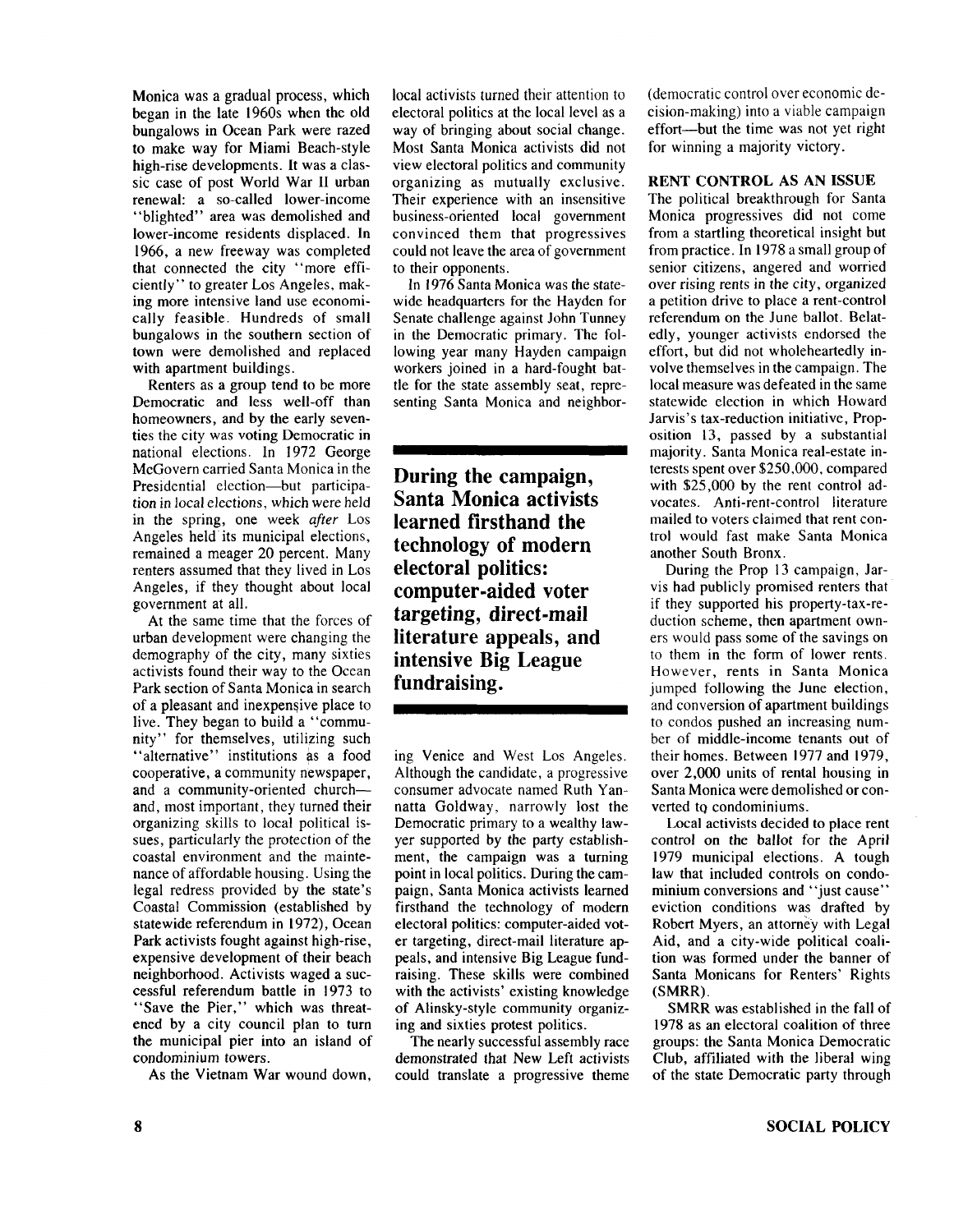Monica was a gradual process, which began in the late 1960s when the old bungalows in Ocean Park were razed to make way for Miami Beach-style high-rise developments. It was a classic case of post World War II urban renewal: a so-called lower-income "blighted" area was demolished and lower-income residents displaced. In 1966, a new freeway was completed that connected the city "more efficiently" to greater Los Angeles, making more intensive land use economically feasible. Hundreds of small bungalows in the southern section of town were demolished and replaced with apartment buildings.

Renters as a group tend to be more Democratic and less well-off than homeowners, and by the early seventies the city was voting Democratic in national elections. In 1972 George McGovern carried Santa Monica in the Presidential election—but participation in local elections, which were held in the spring, one week *after* Los Angeles held its municipal elections, remained a meager 20 percent. Many renters assumed that they lived in Los Angeles, if they thought about local government at all.

At the same time that the forces of urban development were changing the demography of the city, many sixties activists found their way to the Ocean Park section of Santa Monica in search of a pleasant and inexpensive place to live. They began to build a "community" for themselves, utilizing such "alternative" institutions as a food cooperative, a community newspaper, and a community-oriented church—and, most important, they turned their organizing skills to local political issues, particularly the protection of the coastal environment and the maintenance of affordable housing. Using the legal redress provided by the state's Coastal Commission (established by statewide referendum in 1972), Ocean Park activists fought against high-rise, expensive development of their beach neighborhood. Activists waged a successful referendum battle in 1973 to "Save the Pier," which was threatened by a city council plan to turn the municipal pier into an island of condominium towers.

As the Vietnam War wound down, local activists turned their attention to electoral politics at the local level as a way of bringing about social change. Most Santa Monica activists did not view electoral politics and community organizing as mutually exclusive. Their experience with an insensitive business-oriented local government convinced them that progressives could not leave the area of government to their opponents.

In 1976 Santa Monica was the statewide headquarters for the Hayden for Senate challenge against John Tunney in the Democratic primary. The following year many Hayden campaign workers joined in a hard-fought battle for the state assembly seat, representing Santa Monica and neighboring Venice and West Los Angeles. Although the candidate, a progressive consumer advocate named Ruth Yannatta Goldway, narrowly lost the Democratic primary to a wealthy lawyer supported by the party establishment, the campaign was a turning point in local politics. During the campaign, Santa Monica activists learned firsthand the technology of modern electoral politics: computer-aided voter targeting, direct-mail literature appeals, and intensive Big League fundraising. These skills were combined with the activists' existing knowledge of Alinsky-style community organizing and sixties protest politics.

**During the campaign, Santa Monica activists learned firsthand the technology of modern electoral politics: computer-aided voter targeting, direct-mail literature appeals, and intensive Big League fundraising.**

The nearly successful assembly race demonstrated that New Left activists could translate a progressive theme (democratic control over economic decision-making) into a viable campaign effort—but the time was not yet right for winning a majority victory.

## RENT CONTROL AS AN ISSUE

The political breakthrough for Santa Monica progressives did not come from a startling theoretical insight but from practice. In 1978 a small group of senior citizens, angered and worried over rising rents in the city, organized a petition drive to place a rent-control referendum on the June ballot. Belatedly, younger activists endorsed the effort, but did not wholeheartedly involve themselves in the campaign. The local measure was defeated in the same statewide election in which Howard Jarvis's tax-reduction initiative, Proposition 13, passed by a substantial majority. Santa Monica real-estate interests spent over $250,000, compared with $25,000 by the rent control advocates. Anti-rent-control literature mailed to voters claimed that rent control would fast make Santa Monica another South Bronx.

During the Prop 13 campaign, Jarvis had publicly promised renters that if they supported his property-tax-reduction scheme, then apartment owners would pass some of the savings on to them in the form of lower rents. However, rents in Santa Monica jumped following the June election, and conversion of apartment buildings to condos pushed an increasing number of middle-income tenants out of their homes. Between 1977 and 1979, over 2,000 units of rental housing in Santa Monica were demolished or converted to condominiums.

Local activists decided to place rent control on the ballot for the April 1979 municipal elections. A tough law that included controls on condominium conversions and "just cause" eviction conditions was drafted by Robert Myers, an attorney with Legal Aid, and a city-wide political coalition was formed under the banner of Santa Monicans for Renters' Rights (SMRR).

SMRR was established in the fall of 1978 as an electoral coalition of three groups: the Santa Monica Democratic Club, affiliated with the liberal wing of the state Democratic party through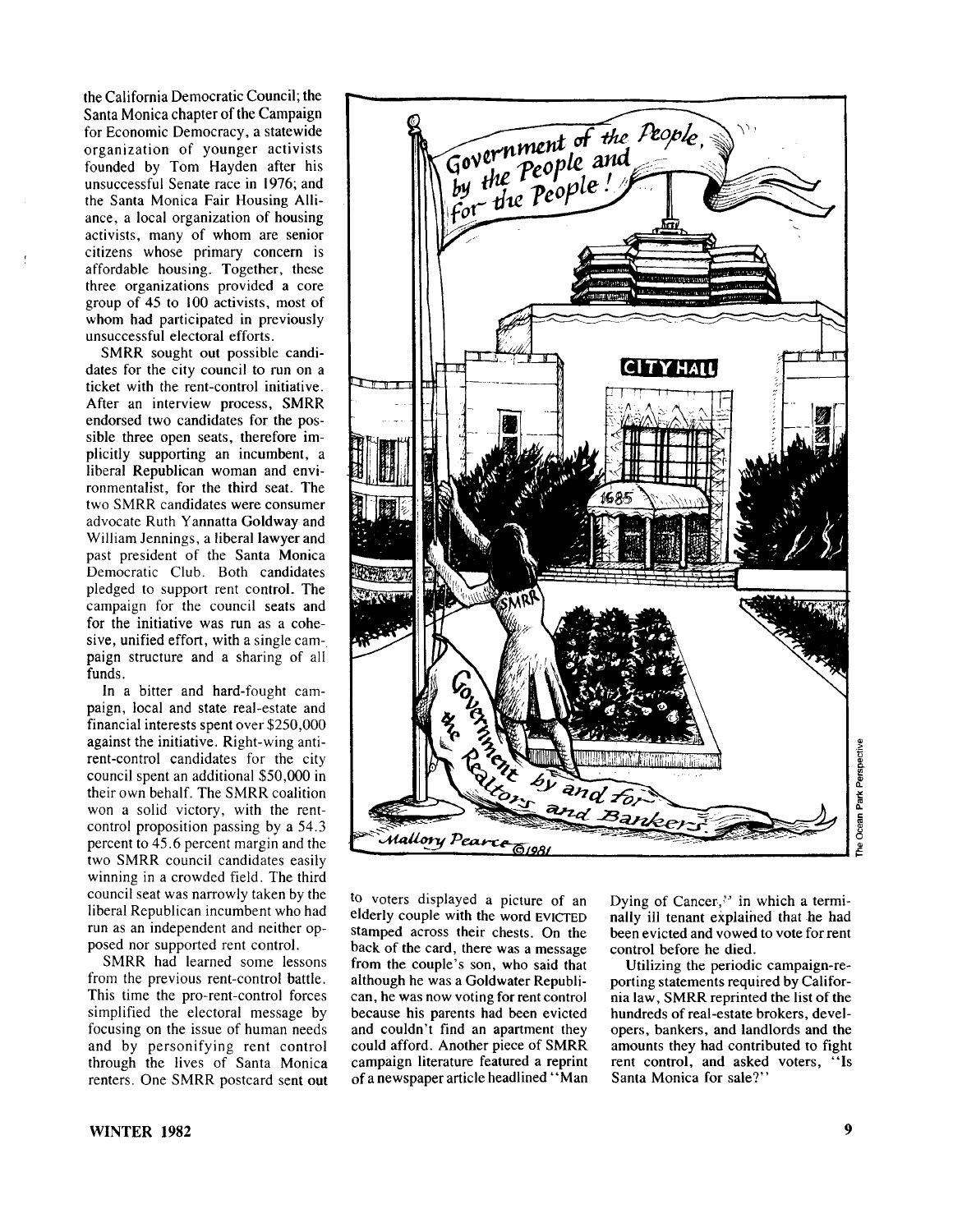the California Democratic Council; the Santa Monica chapter of the Campaign for Economic Democracy, a statewide organization of younger activists founded by Tom Hayden after his unsuccessful Senate race in 1976; and the Santa Monica Fair Housing Alliance, a local organization of housing activists, many of whom are senior citizens whose primary concern is affordable housing. Together, these three organizations provided a core group of 45 to 100 activists, most of whom had participated in previously unsuccessful electoral efforts.

SMRR sought out possible candidates for the city council to run on a ticket with the rent-control initiative. After an interview process, SMRR endorsed two candidates for the possible three open seats, therefore implicitly supporting an incumbent, a liberal Republican woman and environmentalist, for the third seat. The two SMRR candidates were consumer advocate Ruth Yannatta Goldway and William Jennings, a liberal lawyer and past president of the Santa Monica Democratic Club. Both candidates pledged to support rent control. The campaign for the council seats and for the initiative was run as a cohesive, unified effort, with a single campaign structure and a sharing of all funds.

In a bitter and hard-fought campaign, local and state real-estate and financial interests spent over $250,000 against the initiative. Right-wing anti-rent-control candidates for the city council spent an additional $50,000 in their own behalf. The SMRR coalition won a solid victory, with the rent-control proposition passing by a 54.3 percent to 45.6 percent margin and the two SMRR council candidates easily winning in a crowded field. The third council seat was narrowly taken by the liberal Republican incumbent who had run as an independent and neither opposed nor supported rent control.

SMRR had learned some lessons from the previous rent-control battle. This time the pro-rent-control forces simplified the electoral message by focusing on the issue of human needs and by personifying rent control through the lives of Santa Monica renters. One SMRR postcard sent out to voters displayed a picture of an elderly couple with the word EVICTED stamped across their chests. On the back of the card, there was a message from the couple's son, who said that although he was a Goldwater Republican, he was now voting for rent control because his parents had been evicted and couldn't find an apartment they could afford. Another piece of SMRR campaign literature featured a reprint of a newspaper article headlined "Man Dying of Cancer," in which a terminally ill tenant explained that he had been evicted and vowed to vote for rent control before he died.

Utilizing the periodic campaign-reporting statements required by California law, SMRR reprinted the list of the hundreds of real-estate brokers, developers, bankers, and landlords and the amounts they had contributed to fight rent control, and asked voters, "Is Santa Monica for sale?"

The Ocean Park Perspective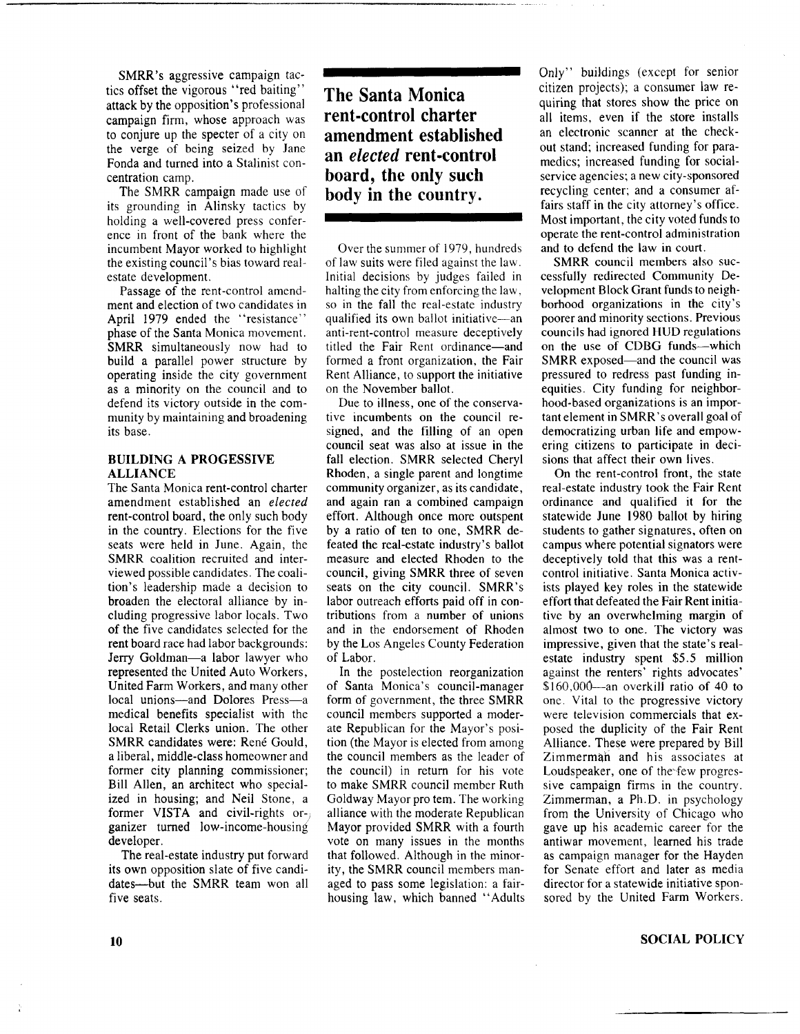SMRR's aggressive campaign tactics offset the vigorous "red baiting" attack by the opposition's professional campaign firm, whose approach was to conjure up the specter of a city on the verge of being seized by Jane Fonda and turned into a Stalinist concentration camp.

The SMRR campaign made use of its grounding in Alinsky tactics by holding a well-covered press conference in front of the bank where the incumbent Mayor worked to highlight the existing council's bias toward real-estate development.

Passage of the rent-control amendment and election of two candidates in April 1979 ended the "resistance" phase of the Santa Monica movement. SMRR simultaneously now had to build a parallel power structure by operating inside the city government as a minority on the council and to defend its victory outside in the community by maintaining and broadening its base.

## BUILDING A PROGESSIVE ALLIANCE

The Santa Monica rent-control charter amendment established an *elected* rent-control board, the only such body in the country. Elections for the five seats were held in June. Again, the SMRR coalition recruited and interviewed possible candidates. The coalition's leadership made a decision to broaden the electoral alliance by including progressive labor locals. Two of the five candidates selected for the rent board race had labor backgrounds: Jerry Goldman—a labor lawyer who represented the United Auto Workers, United Farm Workers, and many other local unions—and Dolores Press—a medical benefits specialist with the local Retail Clerks union. The other SMRR candidates were: René Gould, a liberal, middle-class homeowner and former city planning commissioner; Bill Allen, an architect who specialized in housing; and Neil Stone, a former VISTA and civil-rights organizer turned low-income-housing developer.

The real-estate industry put forward its own opposition slate of five candidates—but the SMRR team won all five seats.

**The Santa Monica rent-control charter amendment established an *elected* rent-control board, the only such body in the country.**

Over the summer of 1979, hundreds of law suits were filed against the law. Initial decisions by judges failed in halting the city from enforcing the law, so in the fall the real-estate industry qualified its own ballot initiative—an anti-rent-control measure deceptively titled the Fair Rent ordinance—and formed a front organization, the Fair Rent Alliance, to support the initiative on the November ballot.

Due to illness, one of the conservative incumbents on the council resigned, and the filling of an open council seat was also at issue in the fall election. SMRR selected Cheryl Rhoden, a single parent and longtime community organizer, as its candidate, and again ran a combined campaign effort. Although once more outspent by a ratio of ten to one, SMRR defeated the real-estate industry's ballot measure and elected Rhoden to the council, giving SMRR three of seven seats on the city council. SMRR's labor outreach efforts paid off in contributions from a number of unions and in the endorsement of Rhoden by the Los Angeles County Federation of Labor.

In the postelection reorganization of Santa Monica's council-manager form of government, the three SMRR council members supported a moderate Republican for the Mayor's position (the Mayor is elected from among the council members as the leader of the council) in return for his vote to make SMRR council member Ruth Goldway Mayor pro tem. The working alliance with the moderate Republican Mayor provided SMRR with a fourth vote on many issues in the months that followed. Although in the minority, the SMRR council members managed to pass some legislation: a fair-housing law, which banned "Adults Only" buildings (except for senior citizen projects); a consumer law requiring that stores show the price on all items, even if the store installs an electronic scanner at the check-out stand; increased funding for paramedics; increased funding for social-service agencies; a new city-sponsored recycling center; and a consumer affairs staff in the city attorney's office. Most important, the city voted funds to operate the rent-control administration and to defend the law in court.

SMRR council members also successfully redirected Community Development Block Grant funds to neighborhood organizations in the city's poorer and minority sections. Previous councils had ignored HUD regulations on the use of CDBG funds—which SMRR exposed—and the council was pressured to redress past funding inequities. City funding for neighborhood-based organizations is an important element in SMRR's overall goal of democratizing urban life and empowering citizens to participate in decisions that affect their own lives.

On the rent-control front, the state real-estate industry took the Fair Rent ordinance and qualified it for the statewide June 1980 ballot by hiring students to gather signatures, often on campus where potential signators were deceptively told that this was a rent-control initiative. Santa Monica activists played key roles in the statewide effort that defeated the Fair Rent initiative by an overwhelming margin of almost two to one. The victory was impressive, given that the state's real-estate industry spent $5.5 million against the renters' rights advocates' $160,000—an overkill ratio of 40 to one. Vital to the progressive victory were television commercials that exposed the duplicity of the Fair Rent Alliance. These were prepared by Bill Zimmerman and his associates at Loudspeaker, one of the few progressive campaign firms in the country. Zimmerman, a Ph.D. in psychology from the University of Chicago who gave up his academic career for the antiwar movement, learned his trade as campaign manager for the Hayden for Senate effort and later as media director for a statewide initiative sponsored by the United Farm Workers.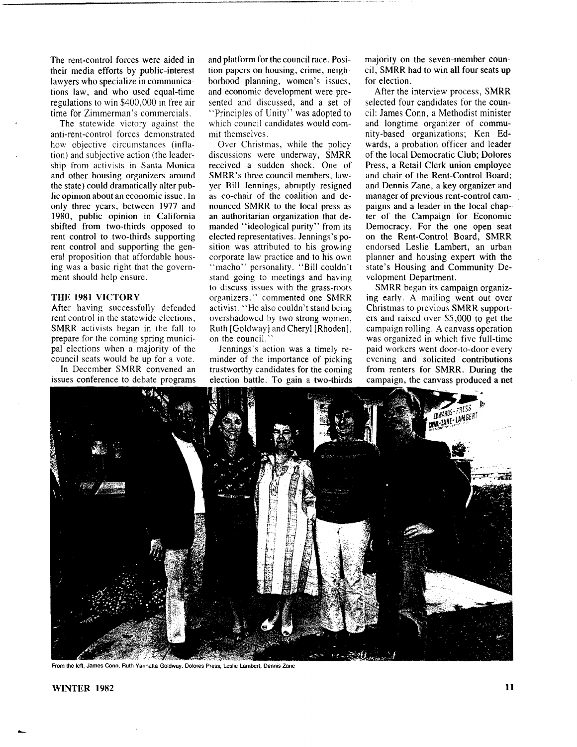The rent-control forces were aided in their media efforts by public-interest lawyers who specialize in communications law, and who used equal-time regulations to win $400,000 in free air time for Zimmerman's commercials.

The statewide victory against the anti-rent-control forces demonstrated how objective circumstances (inflation) and subjective action (the leadership from activists in Santa Monica and other housing organizers around the state) could dramatically alter public opinion about an economic issue. In only three years, between 1977 and 1980, public opinion in California shifted from two-thirds opposed to rent control to two-thirds supporting rent control and supporting the general proposition that affordable housing was a basic right that the government should help ensure.

## THE 1981 VICTORY

After having successfully defended rent control in the statewide elections, SMRR activists began in the fall to prepare for the coming spring municipal elections when a majority of the council seats would be up for a vote.

In December SMRR convened an issues conference to debate programs and platform for the council race. Position papers on housing, crime, neighborhood planning, women's issues, and economic development were presented and discussed, and a set of "Principles of Unity" was adopted to which council candidates would commit themselves.

Over Christmas, while the policy discussions were underway, SMRR received a sudden shock. One of SMRR's three council members, lawyer Bill Jennings, abruptly resigned as co-chair of the coalition and denounced SMRR to the local press as an authoritarian organization that demanded "ideological purity" from its elected representatives. Jennings's position was attributed to his growing corporate law practice and to his own "macho" personality. "Bill couldn't stand going to meetings and having to discuss issues with the grass-roots organizers," commented one SMRR activist. "He also couldn't stand being overshadowed by two strong women, Ruth [Goldway] and Cheryl [Rhoden], on the council."

Jennings's action was a timely reminder of the importance of picking trustworthy candidates for the coming election battle. To gain a two-thirds majority on the seven-member council, SMRR had to win all four seats up for election.

After the interview process, SMRR selected four candidates for the council: James Conn, a Methodist minister and longtime organizer of community-based organizations; Ken Edwards, a probation officer and leader of the local Democratic Club; Dolores Press, a Retail Clerk union employee and chair of the Rent-Control Board; and Dennis Zane, a key organizer and manager of previous rent-control campaigns and a leader in the local chapter of the Campaign for Economic Democracy. For the one open seat on the Rent-Control Board, SMRR endorsed Leslie Lambert, an urban planner and housing expert with the state's Housing and Community Development Department.

SMRR began its campaign organizing early. A mailing went out over Christmas to previous SMRR supporters and raised over $5,000 to get the campaign rolling. A canvass operation was organized in which five full-time paid workers went door-to-door every evening and solicited contributions from renters for SMRR. During the campaign, the canvass produced a net

From the left, James Conn, Ruth Yannatta Goldway, Dolores Press, Leslie Lambert, Dennis Zane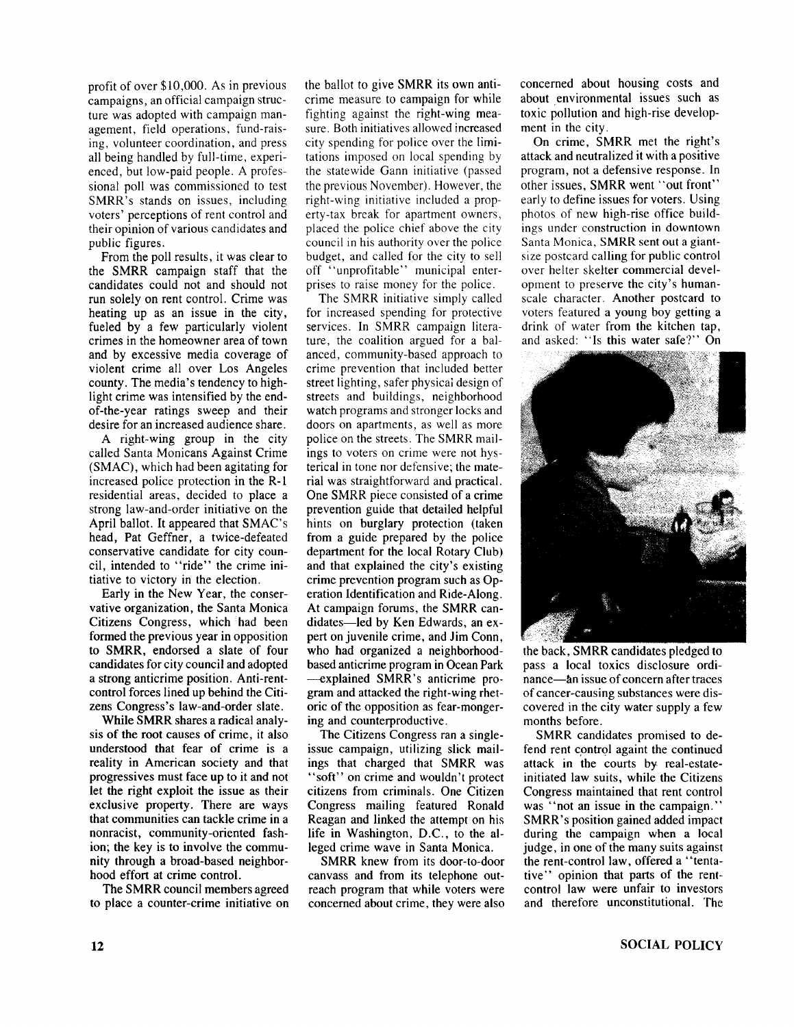profit of over $10,000. As in previous campaigns, an official campaign structure was adopted with campaign management, field operations, fund-raising, volunteer coordination, and press all being handled by full-time, experienced, but low-paid people. A professional poll was commissioned to test SMRR's stands on issues, including voters' perceptions of rent control and their opinion of various candidates and public figures.

From the poll results, it was clear to the SMRR campaign staff that the candidates could not and should not run solely on rent control. Crime was heating up as an issue in the city, fueled by a few particularly violent crimes in the homeowner area of town and by excessive media coverage of violent crime all over Los Angeles county. The media's tendency to highlight crime was intensified by the end-of-the-year ratings sweep and their desire for an increased audience share.

A right-wing group in the city called Santa Monicans Against Crime (SMAC), which had been agitating for increased police protection in the R-1 residential areas, decided to place a strong law-and-order initiative on the April ballot. It appeared that SMAC's head, Pat Geffner, a twice-defeated conservative candidate for city council, intended to "ride" the crime initiative to victory in the election.

Early in the New Year, the conservative organization, the Santa Monica Citizens Congress, which had been formed the previous year in opposition to SMRR, endorsed a slate of four candidates for city council and adopted a strong anticrime position. Anti-rent-control forces lined up behind the Citizens Congress's law-and-order slate.

While SMRR shares a radical analysis of the root causes of crime, it also understood that fear of crime is a reality in American society and that progressives must face up to it and not let the right exploit the issue as their exclusive property. There are ways that communities can tackle crime in a nonracist, community-oriented fashion; the key is to involve the community through a broad-based neighborhood effort at crime control.

The SMRR council members agreed to place a counter-crime initiative on the ballot to give SMRR its own anticrime measure to campaign for while fighting against the right-wing measure. Both initiatives allowed increased city spending for police over the limitations imposed on local spending by the statewide Gann initiative (passed the previous November). However, the right-wing initiative included a property-tax break for apartment owners, placed the police chief above the city council in his authority over the police budget, and called for the city to sell off "unprofitable" municipal enterprises to raise money for the police.

The SMRR initiative simply called for increased spending for protective services. In SMRR campaign literature, the coalition argued for a balanced, community-based approach to crime prevention that included better street lighting, safer physical design of streets and buildings, neighborhood watch programs and stronger locks and doors on apartments, as well as more police on the streets. The SMRR mailings to voters on crime were not hysterical in tone nor defensive; the material was straightforward and practical. One SMRR piece consisted of a crime prevention guide that detailed helpful hints on burglary protection (taken from a guide prepared by the police department for the local Rotary Club) and that explained the city's existing crime prevention program such as Operation Identification and Ride-Along. At campaign forums, the SMRR candidates—led by Ken Edwards, an expert on juvenile crime, and Jim Conn, who had organized a neighborhood-based anticrime program in Ocean Park—explained SMRR's anticrime program and attacked the right-wing rhetoric of the opposition as fear-mongering and counterproductive.

The Citizens Congress ran a single-issue campaign, utilizing slick mailings that charged that SMRR was "soft" on crime and wouldn't protect citizens from criminals. One Citizen Congress mailing featured Ronald Reagan and linked the attempt on his life in Washington, D.C., to the alleged crime wave in Santa Monica.

SMRR knew from its door-to-door canvass and from its telephone outreach program that while voters were concerned about crime, they were also concerned about housing costs and about environmental issues such as toxic pollution and high-rise development in the city.

On crime, SMRR met the right's attack and neutralized it with a positive program, not a defensive response. In other issues, SMRR went "out front" early to define issues for voters. Using photos of new high-rise office buildings under construction in downtown Santa Monica, SMRR sent out a giant-size postcard calling for public control over helter skelter commercial development to preserve the city's human-scale character. Another postcard to voters featured a young boy getting a drink of water from the kitchen tap, and asked: "Is this water safe?" On the back, SMRR candidates pledged to pass a local toxics disclosure ordinance—an issue of concern after traces of cancer-causing substances were discovered in the city water supply a few months before.

SMRR candidates promised to defend rent control againt the continued attack in the courts by real-estate-initiated law suits, while the Citizens Congress maintained that rent control was "not an issue in the campaign." SMRR's position gained added impact during the campaign when a local judge, in one of the many suits against the rent-control law, offered a "tentative" opinion that parts of the rent-control law were unfair to investors and therefore unconstitutional. The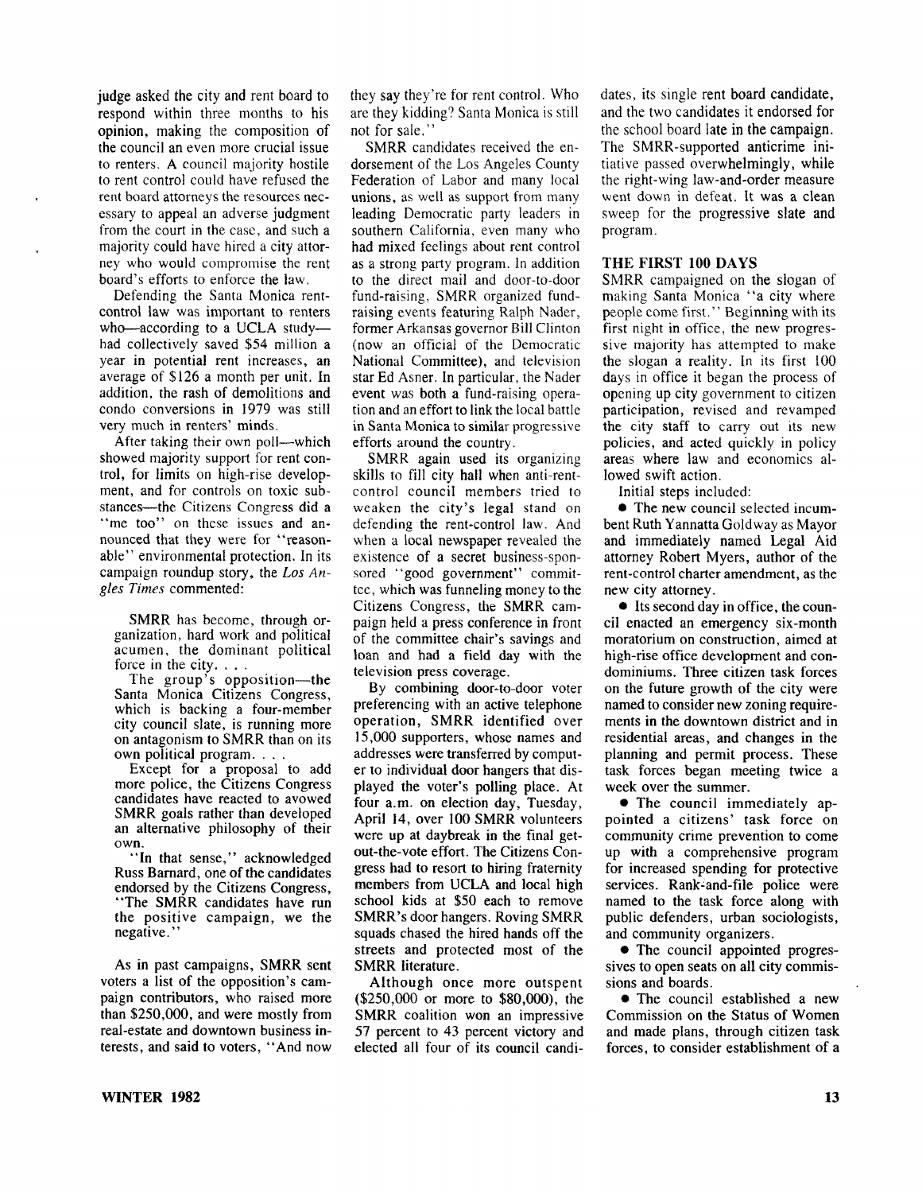judge asked the city and rent board to respond within three months to his opinion, making the composition of the council an even more crucial issue to renters. A council majority hostile to rent control could have refused the rent board attorneys the resources necessary to appeal an adverse judgment from the court in the case, and such a majority could have hired a city attorney who would compromise the rent board's efforts to enforce the law.

Defending the Santa Monica rent-control law was important to renters who—according to a UCLA study—had collectively saved $54 million a year in potential rent increases, an average of $126 a month per unit. In addition, the rash of demolitions and condo conversions in 1979 was still very much in renters' minds.

After taking their own poll—which showed majority support for rent control, for limits on high-rise development, and for controls on toxic substances—the Citizens Congress did a "me too" on these issues and announced that they were for "reasonable" environmental protection. In its campaign roundup story, the *Los Angles Times* commented:

> SMRR has become, through organization, hard work and political acumen, the dominant political force in the city. . . .
>
> The group's opposition—the Santa Monica Citizens Congress, which is backing a four-member city council slate, is running more on antagonism to SMRR than on its own political program. . . .
>
> Except for a proposal to add more police, the Citizens Congress candidates have reacted to avowed SMRR goals rather than developed an alternative philosophy of their own.
>
> "In that sense," acknowledged Russ Barnard, one of the candidates endorsed by the Citizens Congress, "The SMRR candidates have run the positive campaign, we the negative."

As in past campaigns, SMRR sent voters a list of the opposition's campaign contributors, who raised more than $250,000, and were mostly from real-estate and downtown business interests, and said to voters, "And now they say they're for rent control. Who are they kidding? Santa Monica is still not for sale."

SMRR candidates received the endorsement of the Los Angeles County Federation of Labor and many local unions, as well as support from many leading Democratic party leaders in southern California, even many who had mixed feelings about rent control as a strong party program. In addition to the direct mail and door-to-door fund-raising, SMRR organized fund-raising events featuring Ralph Nader, former Arkansas governor Bill Clinton (now an official of the Democratic National Committee), and television star Ed Asner. In particular, the Nader event was both a fund-raising operation and an effort to link the local battle in Santa Monica to similar progressive efforts around the country.

SMRR again used its organizing skills to fill city hall when anti-rent-control council members tried to weaken the city's legal stand on defending the rent-control law. And when a local newspaper revealed the existence of a secret business-sponsored "good government" committee, which was funneling money to the Citizens Congress, the SMRR campaign held a press conference in front of the committee chair's savings and loan and had a field day with the television press coverage.

By combining door-to-door voter preferencing with an active telephone operation, SMRR identified over 15,000 supporters, whose names and addresses were transferred by computer to individual door hangers that displayed the voter's polling place. At four a.m. on election day, Tuesday, April 14, over 100 SMRR volunteers were up at daybreak in the final get-out-the-vote effort. The Citizens Congress had to resort to hiring fraternity members from UCLA and local high school kids at $50 each to remove SMRR's door hangers. Roving SMRR squads chased the hired hands off the streets and protected most of the SMRR literature.

Although once more outspent ($250,000 or more to $80,000), the SMRR coalition won an impressive 57 percent to 43 percent victory and elected all four of its council candidates, its single rent board candidate, and the two candidates it endorsed for the school board late in the campaign. The SMRR-supported anticrime initiative passed overwhelmingly, while the right-wing law-and-order measure went down in defeat. It was a clean sweep for the progressive slate and program.

### THE FIRST 100 DAYS

SMRR campaigned on the slogan of making Santa Monica "a city where people come first." Beginning with its first night in office, the new progressive majority has attempted to make the slogan a reality. In its first 100 days in office it began the process of opening up city government to citizen participation, revised and revamped the city staff to carry out its new policies, and acted quickly in policy areas where law and economics allowed swift action.

Initial steps included:

- The new council selected incumbent Ruth Yannatta Goldway as Mayor and immediately named Legal Aid attorney Robert Myers, author of the rent-control charter amendment, as the new city attorney.
- Its second day in office, the council enacted an emergency six-month moratorium on construction, aimed at high-rise office development and condominiums. Three citizen task forces on the future growth of the city were named to consider new zoning requirements in the downtown district and in residential areas, and changes in the planning and permit process. These task forces began meeting twice a week over the summer.
- The council immediately appointed a citizens' task force on community crime prevention to come up with a comprehensive program for increased spending for protective services. Rank-and-file police were named to the task force along with public defenders, urban sociologists, and community organizers.
- The council appointed progressives to open seats on all city commissions and boards.
- The council established a new Commission on the Status of Women and made plans, through citizen task forces, to consider establishment of a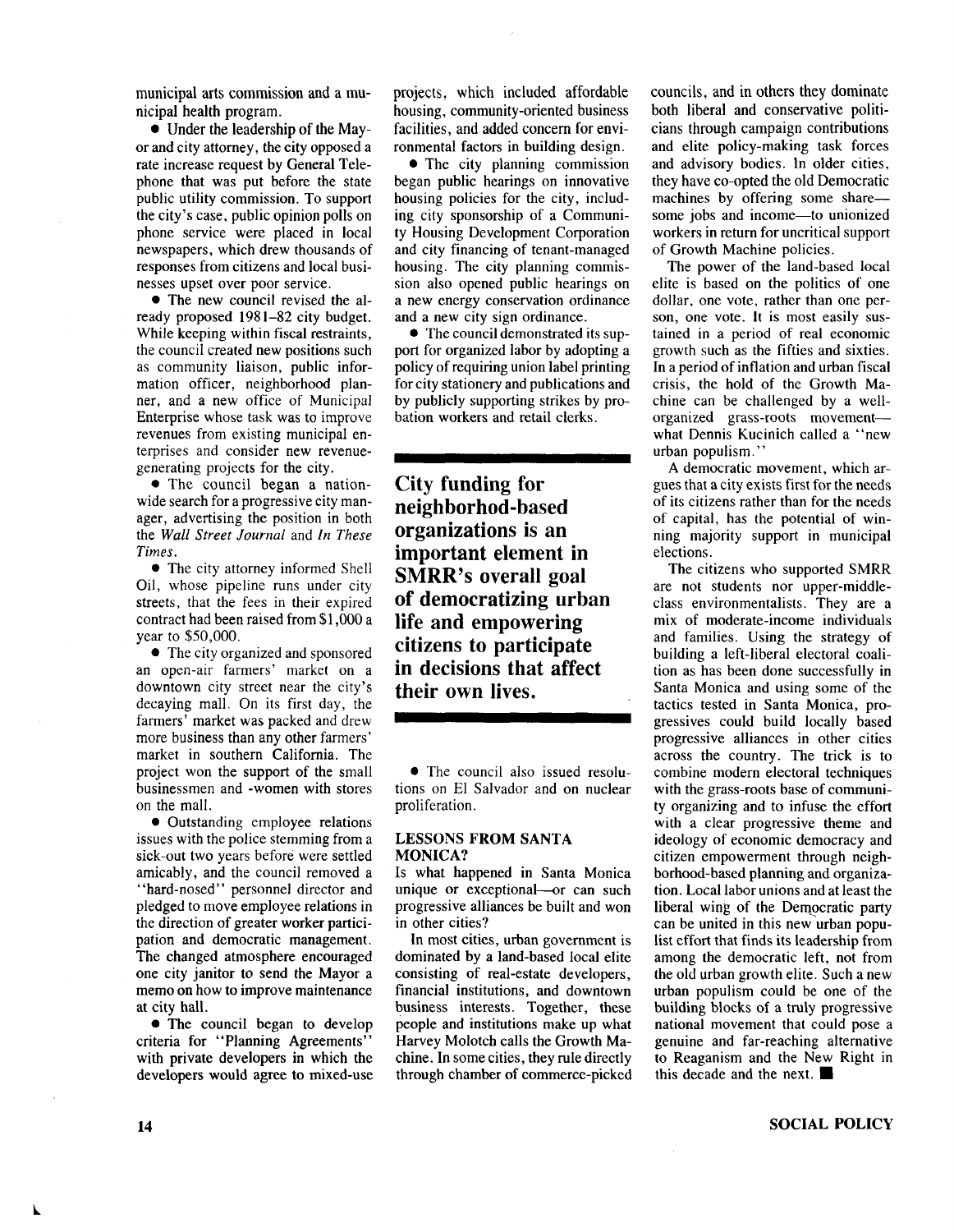municipal arts commission and a municipal health program.

- Under the leadership of the Mayor and city attorney, the city opposed a rate increase request by General Telephone that was put before the state public utility commission. To support the city's case, public opinion polls on phone service were placed in local newspapers, which drew thousands of responses from citizens and local businesses upset over poor service.
- The new council revised the already proposed 1981–82 city budget. While keeping within fiscal restraints, the council created new positions such as community liaison, public information officer, neighborhood planner, and a new office of Municipal Enterprise whose task was to improve revenues from existing municipal enterprises and consider new revenue-generating projects for the city.
- The council began a nationwide search for a progressive city manager, advertising the position in both the *Wall Street Journal* and *In These Times*.
- The city attorney informed Shell Oil, whose pipeline runs under city streets, that the fees in their expired contract had been raised from $1,000 a year to $50,000.
- The city organized and sponsored an open-air farmers' market on a downtown city street near the city's decaying mall. On its first day, the farmers' market was packed and drew more business than any other farmers' market in southern California. The project won the support of the small businessmen and -women with stores on the mall.
- Outstanding employee relations issues with the police stemming from a sick-out two years before were settled amicably, and the council removed a "hard-nosed" personnel director and pledged to move employee relations in the direction of greater worker participation and democratic management. The changed atmosphere encouraged one city janitor to send the Mayor a memo on how to improve maintenance at city hall.
- The council began to develop criteria for "Planning Agreements" with private developers in which the developers would agree to mixed-use projects, which included affordable housing, community-oriented business facilities, and added concern for environmental factors in building design.
- The city planning commission began public hearings on innovative housing policies for the city, including city sponsorship of a Community Housing Development Corporation and city financing of tenant-managed housing. The city planning commission also opened public hearings on a new energy conservation ordinance and a new city sign ordinance.
- The council demonstrated its support for organized labor by adopting a policy of requiring union label printing for city stationery and publications and by publicly supporting strikes by probation workers and retail clerks.

**City funding for neighborhod-based organizations is an important element in SMRR's overall goal of democratizing urban life and empowering citizens to participate in decisions that affect their own lives.**

- The council also issued resolutions on El Salvador and on nuclear proliferation.

### LESSONS FROM SANTA MONICA?

Is what happened in Santa Monica unique or exceptional—or can such progressive alliances be built and won in other cities?

In most cities, urban government is dominated by a land-based local elite consisting of real-estate developers, financial institutions, and downtown business interests. Together, these people and institutions make up what Harvey Molotch calls the Growth Machine. In some cities, they rule directly through chamber of commerce-picked councils, and in others they dominate both liberal and conservative politicians through campaign contributions and elite policy-making task forces and advisory bodies. In older cities, they have co-opted the old Democratic machines by offering some share—some jobs and income—to unionized workers in return for uncritical support of Growth Machine policies.

The power of the land-based local elite is based on the politics of one dollar, one vote, rather than one person, one vote. It is most easily sustained in a period of real economic growth such as the fifties and sixties. In a period of inflation and urban fiscal crisis, the hold of the Growth Machine can be challenged by a well-organized grass-roots movement—what Dennis Kucinich called a "new urban populism."

A democratic movement, which argues that a city exists first for the needs of its citizens rather than for the needs of capital, has the potential of winning majority support in municipal elections.

The citizens who supported SMRR are not students nor upper-middle-class environmentalists. They are a mix of moderate-income individuals and families. Using the strategy of building a left-liberal electoral coalition as has been done successfully in Santa Monica and using some of the tactics tested in Santa Monica, progressives could build locally based progressive alliances in other cities across the country. The trick is to combine modern electoral techniques with the grass-roots base of community organizing and to infuse the effort with a clear progressive theme and ideology of economic democracy and citizen empowerment through neighborhood-based planning and organization. Local labor unions and at least the liberal wing of the Democratic party can be united in this new urban populist effort that finds its leadership from among the democratic left, not from the old urban growth elite. Such a new urban populism could be one of the building blocks of a truly progressive national movement that could pose a genuine and far-reaching alternative to Reaganism and the New Right in this decade and the next. ■